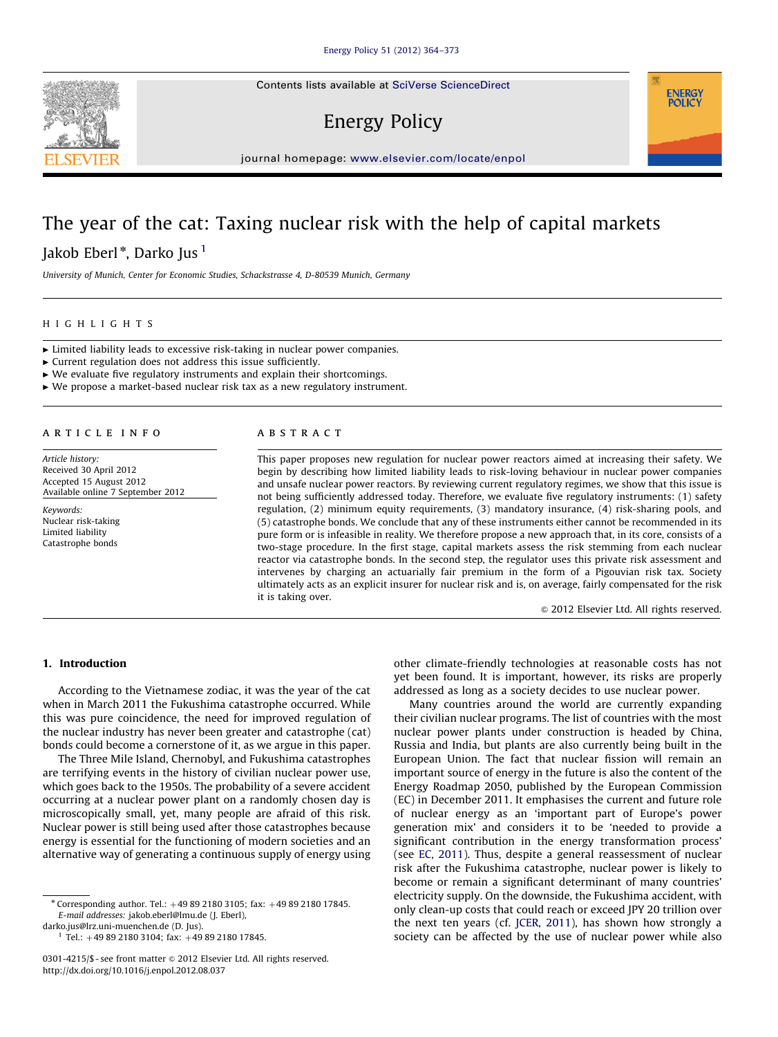# The year of the cat: Taxing nuclear risk with the help of capital markets

Jakob Eberl*, Darko Jus[1]

*University of Munich, Center for Economic Studies, Schackstrasse 4, D-80539 Munich, Germany*

## HIGHLIGHTS

- ► Limited liability leads to excessive risk-taking in nuclear power companies.
- ► Current regulation does not address this issue sufficiently.
- ► We evaluate five regulatory instruments and explain their shortcomings.
- ► We propose a market-based nuclear risk tax as a new regulatory instrument.

## ARTICLE INFO

*Article history:*
Received 30 April 2012
Accepted 15 August 2012
Available online 7 September 2012

*Keywords:*
Nuclear risk-taking
Limited liability
Catastrophe bonds

## ABSTRACT

This paper proposes new regulation for nuclear power reactors aimed at increasing their safety. We begin by describing how limited liability leads to risk-loving behaviour in nuclear power companies and unsafe nuclear power reactors. By reviewing current regulatory regimes, we show that this issue is not being sufficiently addressed today. Therefore, we evaluate five regulatory instruments: (1) safety regulation, (2) minimum equity requirements, (3) mandatory insurance, (4) risk-sharing pools, and (5) catastrophe bonds. We conclude that any of these instruments either cannot be recommended in its pure form or is infeasible in reality. We therefore propose a new approach that, in its core, consists of a two-stage procedure. In the first stage, capital markets assess the risk stemming from each nuclear reactor via catastrophe bonds. In the second step, the regulator uses this private risk assessment and intervenes by charging an actuarially fair premium in the form of a Pigouvian risk tax. Society ultimately acts as an explicit insurer for nuclear risk and is, on average, fairly compensated for the risk it is taking over.

© 2012 Elsevier Ltd. All rights reserved.

## 1. Introduction

According to the Vietnamese zodiac, it was the year of the cat when in March 2011 the Fukushima catastrophe occurred. While this was pure coincidence, the need for improved regulation of the nuclear industry has never been greater and catastrophe (cat) bonds could become a cornerstone of it, as we argue in this paper.

The Three Mile Island, Chernobyl, and Fukushima catastrophes are terrifying events in the history of civilian nuclear power use, which goes back to the 1950s. The probability of a severe accident occurring at a nuclear power plant on a randomly chosen day is microscopically small, yet, many people are afraid of this risk. Nuclear power is still being used after those catastrophes because energy is essential for the functioning of modern societies and an alternative way of generating a continuous supply of energy using other climate-friendly technologies at reasonable costs has not yet been found. It is important, however, its risks are properly addressed as long as a society decides to use nuclear power.

Many countries around the world are currently expanding their civilian nuclear programs. The list of countries with the most nuclear power plants under construction is headed by China, Russia and India, but plants are also currently being built in the European Union. The fact that nuclear fission will remain an important source of energy in the future is also the content of the Energy Roadmap 2050, published by the European Commission (EC) in December 2011. It emphasises the current and future role of nuclear energy as an 'important part of Europe's power generation mix' and considers it to be 'needed to provide a significant contribution in the energy transformation process' (see EC, 2011). Thus, despite a general reassessment of nuclear risk after the Fukushima catastrophe, nuclear power is likely to become or remain a significant determinant of many countries' electricity supply. On the downside, the Fukushima accident, with only clean-up costs that could reach or exceed JPY 20 trillion over the next ten years (cf. JCER, 2011), has shown how strongly a society can be affected by the use of nuclear power while also

---

* Corresponding author. Tel.: +49 89 2180 3105; fax: +49 89 2180 17845.
*E-mail addresses:* jakob.eberl@lmu.de (J. Eberl), darko.jus@lrz.uni-muenchen.de (D. Jus).

[1] Tel.: +49 89 2180 3104; fax: +49 89 2180 17845.

0301-4215/$ - see front matter © 2012 Elsevier Ltd. All rights reserved.
http://dx.doi.org/10.1016/j.enpol.2012.08.037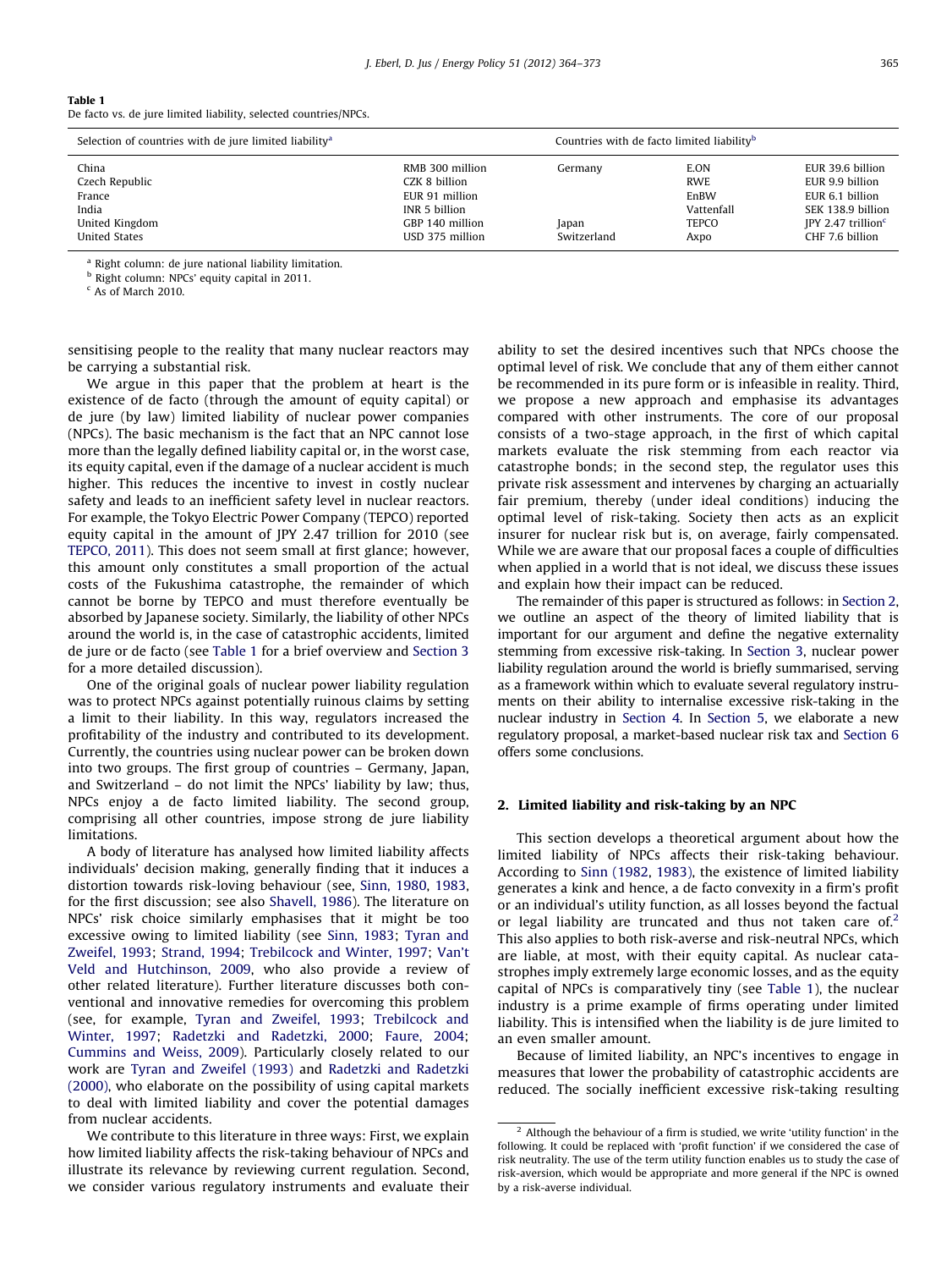**Table 1**
De facto vs. de jure limited liability, selected countries/NPCs.

| Selection of countries with de jure limited liability[a] | | Countries with de facto limited liability[b] | | |
|---|---|---|---|---|
| China | RMB 300 million | Germany | E.ON | EUR 39.6 billion |
| Czech Republic | CZK 8 billion | | RWE | EUR 9.9 billion |
| France | EUR 91 million | | EnBW | EUR 6.1 billion |
| India | INR 5 billion | | Vattenfall | SEK 138.9 billion |
| United Kingdom | GBP 140 million | Japan | TEPCO | JPY 2.47 trillion[c] |
| United States | USD 375 million | Switzerland | Axpo | CHF 7.6 billion |

[a] Right column: de jure national liability limitation.
[b] Right column: NPCs' equity capital in 2011.
[c] As of March 2010.

sensitising people to the reality that many nuclear reactors may be carrying a substantial risk.

We argue in this paper that the problem at heart is the existence of de facto (through the amount of equity capital) or de jure (by law) limited liability of nuclear power companies (NPCs). The basic mechanism is the fact that an NPC cannot lose more than the legally defined liability capital or, in the worst case, its equity capital, even if the damage of a nuclear accident is much higher. This reduces the incentive to invest in costly nuclear safety and leads to an inefficient safety level in nuclear reactors. For example, the Tokyo Electric Power Company (TEPCO) reported equity capital in the amount of JPY 2.47 trillion for 2010 (see TEPCO, 2011). This does not seem small at first glance; however, this amount only constitutes a small proportion of the actual costs of the Fukushima catastrophe, the remainder of which cannot be borne by TEPCO and must therefore eventually be absorbed by Japanese society. Similarly, the liability of other NPCs around the world is, in the case of catastrophic accidents, limited de jure or de facto (see Table 1 for a brief overview and Section 3 for a more detailed discussion).

One of the original goals of nuclear power liability regulation was to protect NPCs against potentially ruinous claims by setting a limit to their liability. In this way, regulators increased the profitability of the industry and contributed to its development. Currently, the countries using nuclear power can be broken down into two groups. The first group of countries – Germany, Japan, and Switzerland – do not limit the NPCs' liability by law; thus, NPCs enjoy a de facto limited liability. The second group, comprising all other countries, impose strong de jure liability limitations.

A body of literature has analysed how limited liability affects individuals' decision making, generally finding that it induces a distortion towards risk-loving behaviour (see, Sinn, 1980, 1983, for the first discussion; see also Shavell, 1986). The literature on NPCs' risk choice similarly emphasises that it might be too excessive owing to limited liability (see Sinn, 1983; Tyran and Zweifel, 1993; Strand, 1994; Trebilcock and Winter, 1997; Van't Veld and Hutchinson, 2009, who also provide a review of other related literature). Further literature discusses both conventional and innovative remedies for overcoming this problem (see, for example, Tyran and Zweifel, 1993; Trebilcock and Winter, 1997; Radetzki and Radetzki, 2000; Faure, 2004; Cummins and Weiss, 2009). Particularly closely related to our work are Tyran and Zweifel (1993) and Radetzki and Radetzki (2000), who elaborate on the possibility of using capital markets to deal with limited liability and cover the potential damages from nuclear accidents.

We contribute to this literature in three ways: First, we explain how limited liability affects the risk-taking behaviour of NPCs and illustrate its relevance by reviewing current regulation. Second, we consider various regulatory instruments and evaluate their ability to set the desired incentives such that NPCs choose the optimal level of risk. We conclude that any of them either cannot be recommended in its pure form or is infeasible in reality. Third, we propose a new approach and emphasise its advantages compared with other instruments. The core of our proposal consists of a two-stage approach, in the first of which capital markets evaluate the risk stemming from each reactor via catastrophe bonds; in the second step, the regulator uses this private risk assessment and intervenes by charging an actuarially fair premium, thereby (under ideal conditions) inducing the optimal level of risk-taking. Society then acts as an explicit insurer for nuclear risk but is, on average, fairly compensated. While we are aware that our proposal faces a couple of difficulties when applied in a world that is not ideal, we discuss these issues and explain how their impact can be reduced.

The remainder of this paper is structured as follows: in Section 2, we outline an aspect of the theory of limited liability that is important for our argument and define the negative externality stemming from excessive risk-taking. In Section 3, nuclear power liability regulation around the world is briefly summarised, serving as a framework within which to evaluate several regulatory instruments on their ability to internalise excessive risk-taking in the nuclear industry in Section 4. In Section 5, we elaborate a new regulatory proposal, a market-based nuclear risk tax and Section 6 offers some conclusions.

## 2. Limited liability and risk-taking by an NPC

This section develops a theoretical argument about how the limited liability of NPCs affects their risk-taking behaviour. According to Sinn (1982, 1983), the existence of limited liability generates a kink and hence, a de facto convexity in a firm's profit or an individual's utility function, as all losses beyond the factual or legal liability are truncated and thus not taken care of.[2] This also applies to both risk-averse and risk-neutral NPCs, which are liable, at most, with their equity capital. As nuclear catastrophes imply extremely large economic losses, and as the equity capital of NPCs is comparatively tiny (see Table 1), the nuclear industry is a prime example of firms operating under limited liability. This is intensified when the liability is de jure limited to an even smaller amount.

Because of limited liability, an NPC's incentives to engage in measures that lower the probability of catastrophic accidents are reduced. The socially inefficient excessive risk-taking resulting

[2] Although the behaviour of a firm is studied, we write 'utility function' in the following. It could be replaced with 'profit function' if we considered the case of risk neutrality. The use of the term utility function enables us to study the case of risk-aversion, which would be appropriate and more general if the NPC is owned by a risk-averse individual.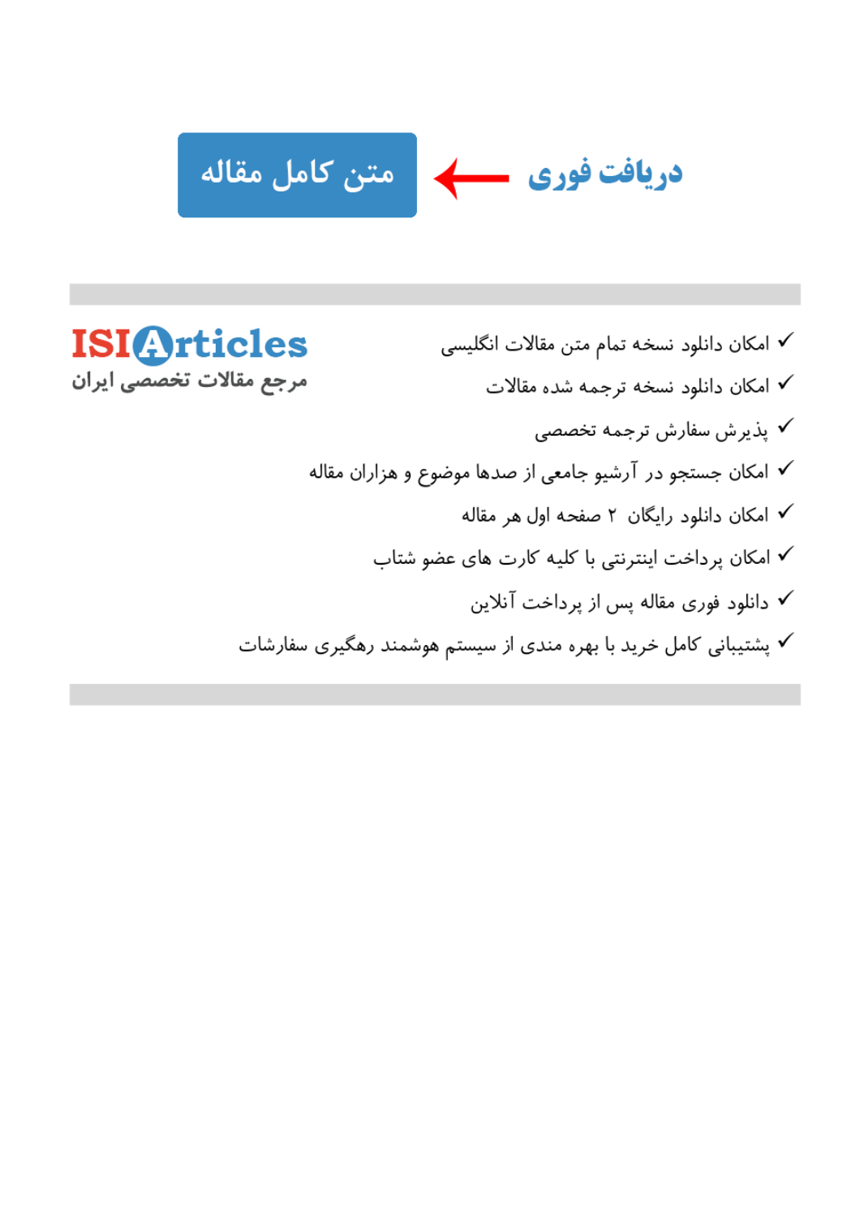**دریافت فوری** ← **متن کامل مقاله**

**ISIArticles**
مرجع مقالات تخصصی ایران

- ✓ امکان دانلود نسخه تمام متن مقالات انگلیسی
- ✓ امکان دانلود نسخه ترجمه شده مقالات
- ✓ پذیرش سفارش ترجمه تخصصی
- ✓ امکان جستجو در آرشیو جامعی از صدها موضوع و هزاران مقاله
- ✓ امکان دانلود رایگان ۲ صفحه اول هر مقاله
- ✓ امکان پرداخت اینترنتی با کلیه کارت های عضو شتاب
- ✓ دانلود فوری مقاله پس از پرداخت آنلاین
- ✓ پشتیبانی کامل خرید با بهره مندی از سیستم هوشمند رهگیری سفارشات